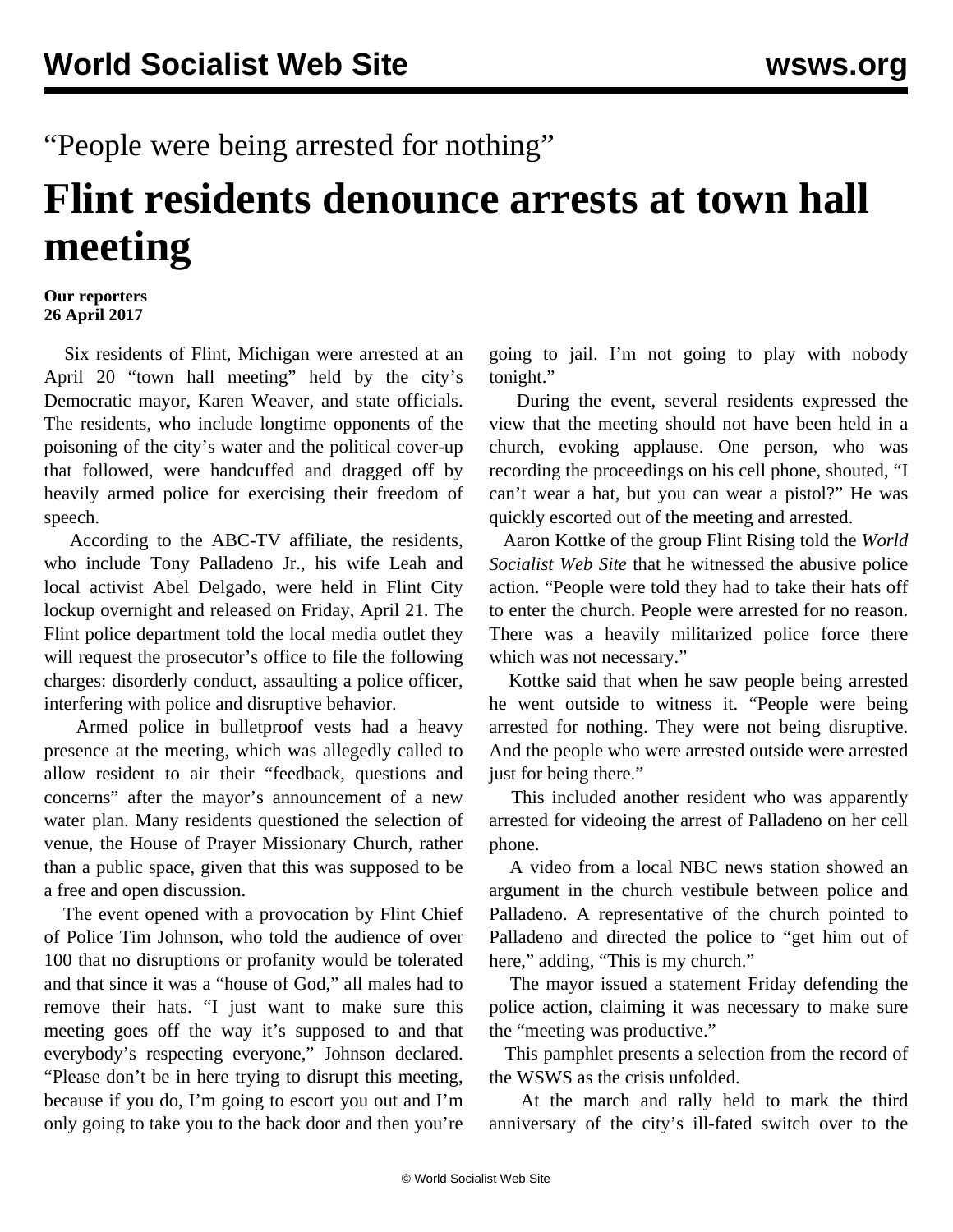“People were being arrested for nothing”

# Flint residents denounce arrests at town hall meeting

**Our reporters**
**26 April 2017**

Six residents of Flint, Michigan were arrested at an April 20 “town hall meeting” held by the city’s Democratic mayor, Karen Weaver, and state officials. The residents, who include longtime opponents of the poisoning of the city’s water and the political cover-up that followed, were handcuffed and dragged off by heavily armed police for exercising their freedom of speech.

According to the ABC-TV affiliate, the residents, who include Tony Palladeno Jr., his wife Leah and local activist Abel Delgado, were held in Flint City lockup overnight and released on Friday, April 21. The Flint police department told the local media outlet they will request the prosecutor’s office to file the following charges: disorderly conduct, assaulting a police officer, interfering with police and disruptive behavior.

Armed police in bulletproof vests had a heavy presence at the meeting, which was allegedly called to allow resident to air their “feedback, questions and concerns” after the mayor’s announcement of a new water plan. Many residents questioned the selection of venue, the House of Prayer Missionary Church, rather than a public space, given that this was supposed to be a free and open discussion.

The event opened with a provocation by Flint Chief of Police Tim Johnson, who told the audience of over 100 that no disruptions or profanity would be tolerated and that since it was a “house of God,” all males had to remove their hats. “I just want to make sure this meeting goes off the way it’s supposed to and that everybody’s respecting everyone,” Johnson declared. “Please don’t be in here trying to disrupt this meeting, because if you do, I’m going to escort you out and I’m only going to take you to the back door and then you’re going to jail. I’m not going to play with nobody tonight.”

During the event, several residents expressed the view that the meeting should not have been held in a church, evoking applause. One person, who was recording the proceedings on his cell phone, shouted, “I can’t wear a hat, but you can wear a pistol?” He was quickly escorted out of the meeting and arrested.

Aaron Kottke of the group Flint Rising told the *World Socialist Web Site* that he witnessed the abusive police action. “People were told they had to take their hats off to enter the church. People were arrested for no reason. There was a heavily militarized police force there which was not necessary.”

Kottke said that when he saw people being arrested he went outside to witness it. “People were being arrested for nothing. They were not being disruptive. And the people who were arrested outside were arrested just for being there.”

This included another resident who was apparently arrested for videoing the arrest of Palladeno on her cell phone.

A video from a local NBC news station showed an argument in the church vestibule between police and Palladeno. A representative of the church pointed to Palladeno and directed the police to “get him out of here,” adding, “This is my church.”

The mayor issued a statement Friday defending the police action, claiming it was necessary to make sure the “meeting was productive.”

This pamphlet presents a selection from the record of the WSWS as the crisis unfolded.

At the march and rally held to mark the third anniversary of the city’s ill-fated switch over to the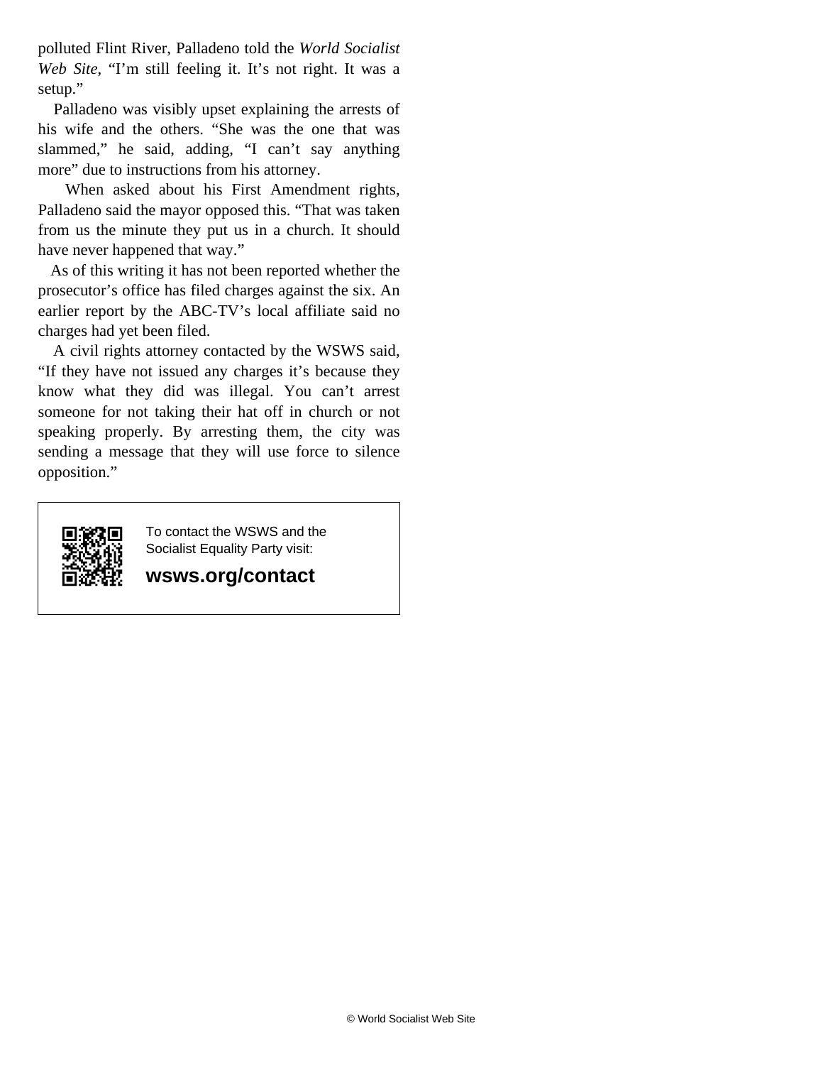polluted Flint River, Palladeno told the *World Socialist Web Site*, "I'm still feeling it. It's not right. It was a setup."

Palladeno was visibly upset explaining the arrests of his wife and the others. "She was the one that was slammed," he said, adding, "I can't say anything more" due to instructions from his attorney.

When asked about his First Amendment rights, Palladeno said the mayor opposed this. "That was taken from us the minute they put us in a church. It should have never happened that way."

As of this writing it has not been reported whether the prosecutor's office has filed charges against the six. An earlier report by the ABC-TV's local affiliate said no charges had yet been filed.

A civil rights attorney contacted by the WSWS said, "If they have not issued any charges it's because they know what they did was illegal. You can't arrest someone for not taking their hat off in church or not speaking properly. By arresting them, the city was sending a message that they will use force to silence opposition."

To contact the WSWS and the Socialist Equality Party visit:

**wsws.org/contact**